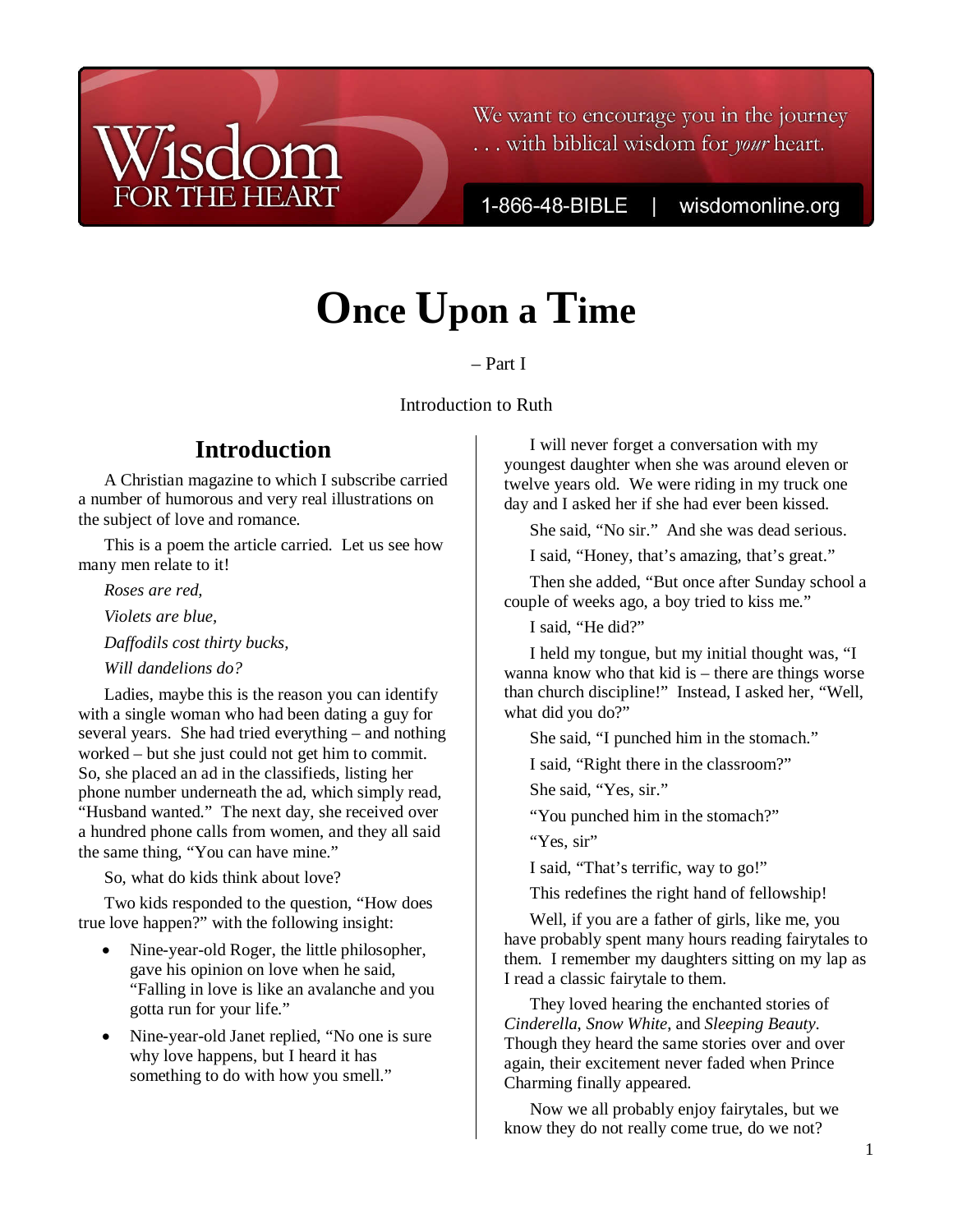Wisdom FOR THE HEART

We want to encourage you in the journey . . . with biblical wisdom for *your* heart.

1-866-48-BIBLE | wisdomonline.org

# Once Upon a Time

– Part I

Introduction to Ruth

## Introduction

A Christian magazine to which I subscribe carried a number of humorous and very real illustrations on the subject of love and romance.

This is a poem the article carried. Let us see how many men relate to it!

*Roses are red,*

*Violets are blue,*

*Daffodils cost thirty bucks,*

*Will dandelions do?*

Ladies, maybe this is the reason you can identify with a single woman who had been dating a guy for several years. She had tried everything – and nothing worked – but she just could not get him to commit. So, she placed an ad in the classifieds, listing her phone number underneath the ad, which simply read, "Husband wanted." The next day, she received over a hundred phone calls from women, and they all said the same thing, "You can have mine."

So, what do kids think about love?

Two kids responded to the question, "How does true love happen?" with the following insight:

- Nine-year-old Roger, the little philosopher, gave his opinion on love when he said, "Falling in love is like an avalanche and you gotta run for your life."
- Nine-year-old Janet replied, "No one is sure why love happens, but I heard it has something to do with how you smell."

I will never forget a conversation with my youngest daughter when she was around eleven or twelve years old. We were riding in my truck one day and I asked her if she had ever been kissed.

She said, "No sir." And she was dead serious.

I said, "Honey, that's amazing, that's great."

Then she added, "But once after Sunday school a couple of weeks ago, a boy tried to kiss me."

I said, "He did?"

I held my tongue, but my initial thought was, "I wanna know who that kid is – there are things worse than church discipline!" Instead, I asked her, "Well, what did you do?"

She said, "I punched him in the stomach."

I said, "Right there in the classroom?"

She said, "Yes, sir."

"You punched him in the stomach?"

"Yes, sir"

I said, "That's terrific, way to go!"

This redefines the right hand of fellowship!

Well, if you are a father of girls, like me, you have probably spent many hours reading fairytales to them. I remember my daughters sitting on my lap as I read a classic fairytale to them.

They loved hearing the enchanted stories of *Cinderella*, *Snow White*, and *Sleeping Beauty*. Though they heard the same stories over and over again, their excitement never faded when Prince Charming finally appeared.

Now we all probably enjoy fairytales, but we know they do not really come true, do we not?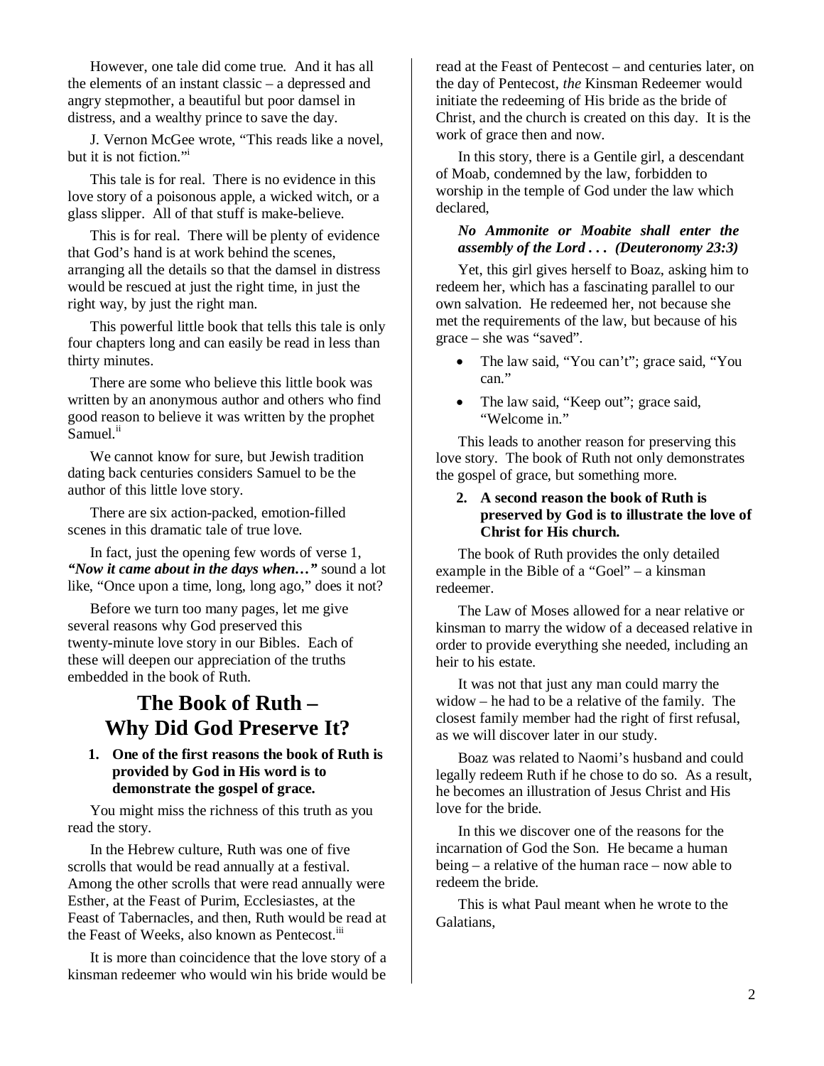However, one tale did come true. And it has all the elements of an instant classic – a depressed and angry stepmother, a beautiful but poor damsel in distress, and a wealthy prince to save the day.

J. Vernon McGee wrote, "This reads like a novel, but it is not fiction."[i]

This tale is for real. There is no evidence in this love story of a poisonous apple, a wicked witch, or a glass slipper. All of that stuff is make-believe.

This is for real. There will be plenty of evidence that God's hand is at work behind the scenes, arranging all the details so that the damsel in distress would be rescued at just the right time, in just the right way, by just the right man.

This powerful little book that tells this tale is only four chapters long and can easily be read in less than thirty minutes.

There are some who believe this little book was written by an anonymous author and others who find good reason to believe it was written by the prophet Samuel.[ii]

We cannot know for sure, but Jewish tradition dating back centuries considers Samuel to be the author of this little love story.

There are six action-packed, emotion-filled scenes in this dramatic tale of true love.

In fact, just the opening few words of verse 1, ***"Now it came about in the days when…"*** sound a lot like, "Once upon a time, long, long ago," does it not?

Before we turn too many pages, let me give several reasons why God preserved this twenty-minute love story in our Bibles. Each of these will deepen our appreciation of the truths embedded in the book of Ruth.

## The Book of Ruth – Why Did God Preserve It?

1. **One of the first reasons the book of Ruth is provided by God in His word is to demonstrate the gospel of grace.**

You might miss the richness of this truth as you read the story.

In the Hebrew culture, Ruth was one of five scrolls that would be read annually at a festival. Among the other scrolls that were read annually were Esther, at the Feast of Purim, Ecclesiastes, at the Feast of Tabernacles, and then, Ruth would be read at the Feast of Weeks, also known as Pentecost.[iii]

It is more than coincidence that the love story of a kinsman redeemer who would win his bride would be read at the Feast of Pentecost – and centuries later, on the day of Pentecost, *the* Kinsman Redeemer would initiate the redeeming of His bride as the bride of Christ, and the church is created on this day. It is the work of grace then and now.

In this story, there is a Gentile girl, a descendant of Moab, condemned by the law, forbidden to worship in the temple of God under the law which declared,

***No Ammonite or Moabite shall enter the assembly of the Lord . . . (Deuteronomy 23:3)***

Yet, this girl gives herself to Boaz, asking him to redeem her, which has a fascinating parallel to our own salvation. He redeemed her, not because she met the requirements of the law, but because of his grace – she was "saved".

- The law said, "You can't"; grace said, "You can."
- The law said, "Keep out"; grace said, "Welcome in."

This leads to another reason for preserving this love story. The book of Ruth not only demonstrates the gospel of grace, but something more.

2. **A second reason the book of Ruth is preserved by God is to illustrate the love of Christ for His church.**

The book of Ruth provides the only detailed example in the Bible of a "Goel" – a kinsman redeemer.

The Law of Moses allowed for a near relative or kinsman to marry the widow of a deceased relative in order to provide everything she needed, including an heir to his estate.

It was not that just any man could marry the widow – he had to be a relative of the family. The closest family member had the right of first refusal, as we will discover later in our study.

Boaz was related to Naomi's husband and could legally redeem Ruth if he chose to do so. As a result, he becomes an illustration of Jesus Christ and His love for the bride.

In this we discover one of the reasons for the incarnation of God the Son. He became a human being – a relative of the human race – now able to redeem the bride.

This is what Paul meant when he wrote to the Galatians,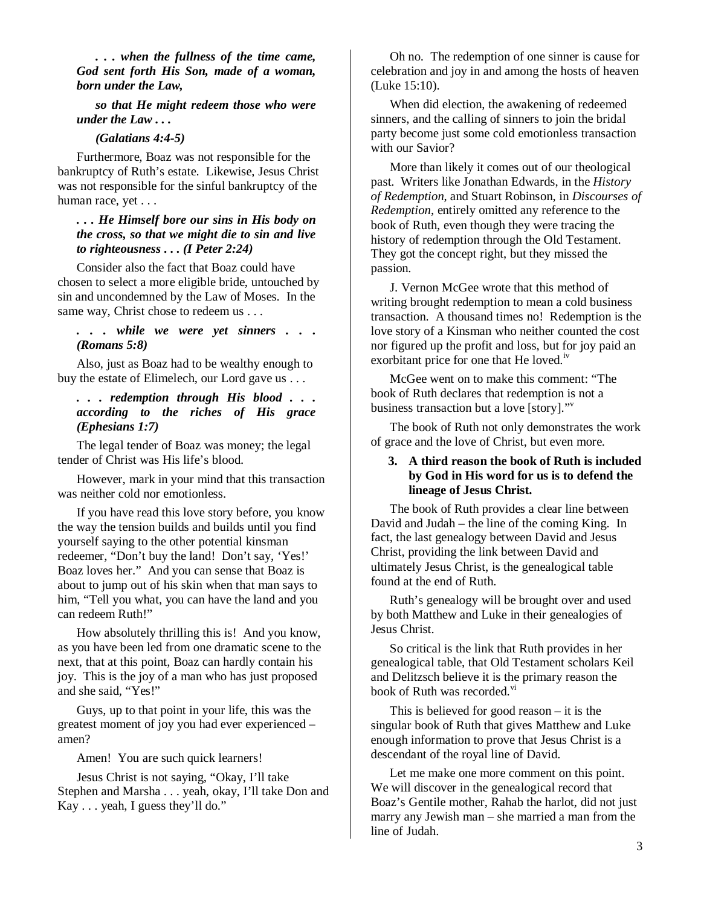***. . . when the fullness of the time came, God sent forth His Son, made of a woman, born under the Law,***

***so that He might redeem those who were under the Law . . .***

***(Galatians 4:4-5)***

Furthermore, Boaz was not responsible for the bankruptcy of Ruth's estate. Likewise, Jesus Christ was not responsible for the sinful bankruptcy of the human race, yet . . .

***. . . He Himself bore our sins in His body on the cross, so that we might die to sin and live to righteousness . . . (I Peter 2:24)***

Consider also the fact that Boaz could have chosen to select a more eligible bride, untouched by sin and uncondemned by the Law of Moses. In the same way, Christ chose to redeem us . . .

***. . . while we were yet sinners . . . (Romans 5:8)***

Also, just as Boaz had to be wealthy enough to buy the estate of Elimelech, our Lord gave us . . .

***. . . redemption through His blood . . . according to the riches of His grace (Ephesians 1:7)***

The legal tender of Boaz was money; the legal tender of Christ was His life's blood.

However, mark in your mind that this transaction was neither cold nor emotionless.

If you have read this love story before, you know the way the tension builds and builds until you find yourself saying to the other potential kinsman redeemer, "Don't buy the land! Don't say, 'Yes!' Boaz loves her." And you can sense that Boaz is about to jump out of his skin when that man says to him, "Tell you what, you can have the land and you can redeem Ruth!"

How absolutely thrilling this is! And you know, as you have been led from one dramatic scene to the next, that at this point, Boaz can hardly contain his joy. This is the joy of a man who has just proposed and she said, "Yes!"

Guys, up to that point in your life, this was the greatest moment of joy you had ever experienced – amen?

Amen! You are such quick learners!

Jesus Christ is not saying, "Okay, I'll take Stephen and Marsha . . . yeah, okay, I'll take Don and Kay . . . yeah, I guess they'll do."

Oh no. The redemption of one sinner is cause for celebration and joy in and among the hosts of heaven (Luke 15:10).

When did election, the awakening of redeemed sinners, and the calling of sinners to join the bridal party become just some cold emotionless transaction with our Savior?

More than likely it comes out of our theological past. Writers like Jonathan Edwards, in the *History of Redemption*, and Stuart Robinson, in *Discourses of Redemption*, entirely omitted any reference to the book of Ruth, even though they were tracing the history of redemption through the Old Testament. They got the concept right, but they missed the passion.

J. Vernon McGee wrote that this method of writing brought redemption to mean a cold business transaction. A thousand times no! Redemption is the love story of a Kinsman who neither counted the cost nor figured up the profit and loss, but for joy paid an exorbitant price for one that He loved.[iv]

McGee went on to make this comment: "The book of Ruth declares that redemption is not a business transaction but a love [story]."[v]

The book of Ruth not only demonstrates the work of grace and the love of Christ, but even more.

3. **A third reason the book of Ruth is included by God in His word for us is to defend the lineage of Jesus Christ.**

The book of Ruth provides a clear line between David and Judah – the line of the coming King. In fact, the last genealogy between David and Jesus Christ, providing the link between David and ultimately Jesus Christ, is the genealogical table found at the end of Ruth.

Ruth's genealogy will be brought over and used by both Matthew and Luke in their genealogies of Jesus Christ.

So critical is the link that Ruth provides in her genealogical table, that Old Testament scholars Keil and Delitzsch believe it is the primary reason the book of Ruth was recorded.[vi]

This is believed for good reason – it is the singular book of Ruth that gives Matthew and Luke enough information to prove that Jesus Christ is a descendant of the royal line of David.

Let me make one more comment on this point. We will discover in the genealogical record that Boaz's Gentile mother, Rahab the harlot, did not just marry any Jewish man – she married a man from the line of Judah.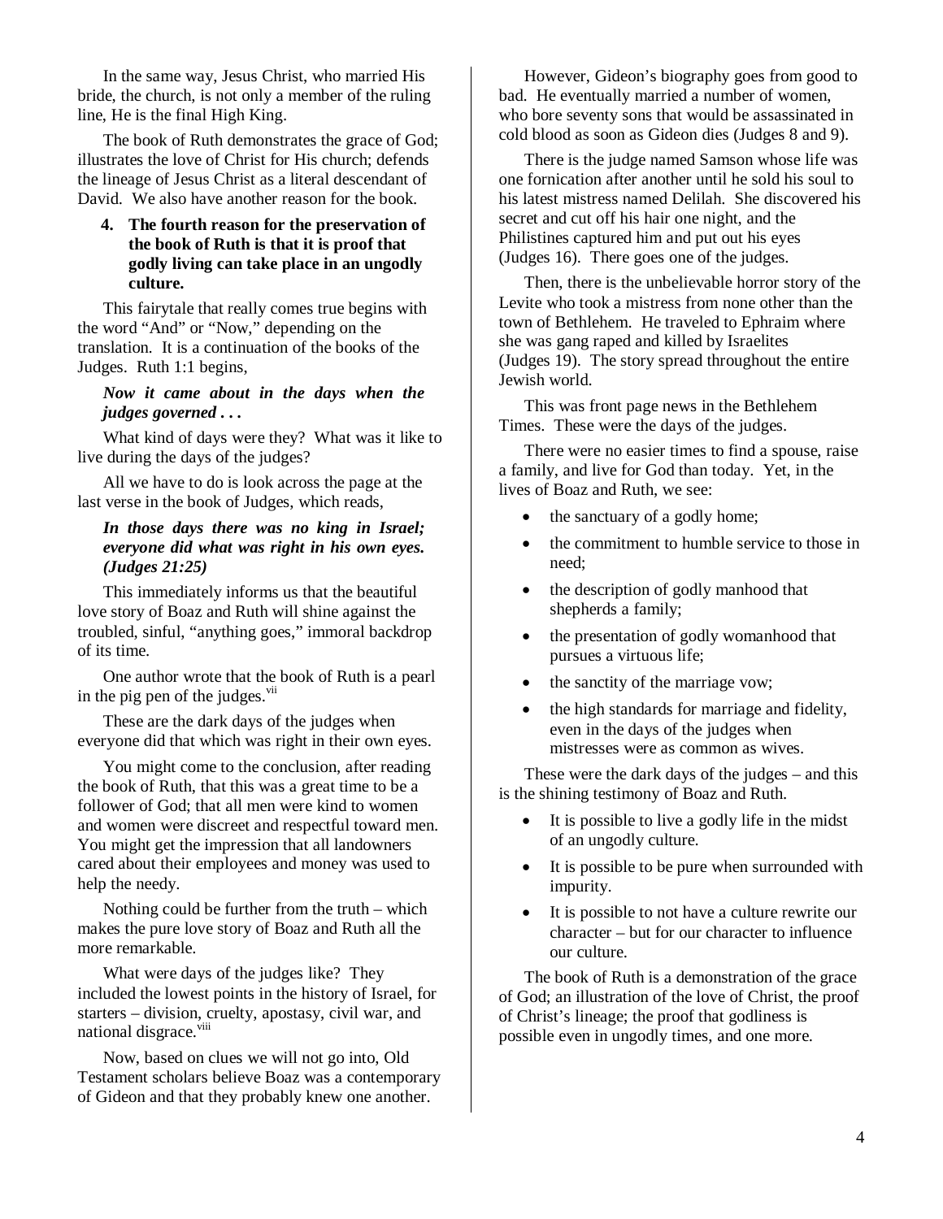In the same way, Jesus Christ, who married His bride, the church, is not only a member of the ruling line, He is the final High King.

The book of Ruth demonstrates the grace of God; illustrates the love of Christ for His church; defends the lineage of Jesus Christ as a literal descendant of David. We also have another reason for the book.

4. **The fourth reason for the preservation of the book of Ruth is that it is proof that godly living can take place in an ungodly culture.**

This fairytale that really comes true begins with the word "And" or "Now," depending on the translation. It is a continuation of the books of the Judges. Ruth 1:1 begins,

> ***Now it came about in the days when the judges governed . . .***

What kind of days were they? What was it like to live during the days of the judges?

All we have to do is look across the page at the last verse in the book of Judges, which reads,

> ***In those days there was no king in Israel; everyone did what was right in his own eyes. (Judges 21:25)***

This immediately informs us that the beautiful love story of Boaz and Ruth will shine against the troubled, sinful, "anything goes," immoral backdrop of its time.

One author wrote that the book of Ruth is a pearl in the pig pen of the judges.[vii]

These are the dark days of the judges when everyone did that which was right in their own eyes.

You might come to the conclusion, after reading the book of Ruth, that this was a great time to be a follower of God; that all men were kind to women and women were discreet and respectful toward men. You might get the impression that all landowners cared about their employees and money was used to help the needy.

Nothing could be further from the truth – which makes the pure love story of Boaz and Ruth all the more remarkable.

What were days of the judges like? They included the lowest points in the history of Israel, for starters – division, cruelty, apostasy, civil war, and national disgrace.[viii]

Now, based on clues we will not go into, Old Testament scholars believe Boaz was a contemporary of Gideon and that they probably knew one another.

However, Gideon's biography goes from good to bad. He eventually married a number of women, who bore seventy sons that would be assassinated in cold blood as soon as Gideon dies (Judges 8 and 9).

There is the judge named Samson whose life was one fornication after another until he sold his soul to his latest mistress named Delilah. She discovered his secret and cut off his hair one night, and the Philistines captured him and put out his eyes (Judges 16). There goes one of the judges.

Then, there is the unbelievable horror story of the Levite who took a mistress from none other than the town of Bethlehem. He traveled to Ephraim where she was gang raped and killed by Israelites (Judges 19). The story spread throughout the entire Jewish world.

This was front page news in the Bethlehem Times. These were the days of the judges.

There were no easier times to find a spouse, raise a family, and live for God than today. Yet, in the lives of Boaz and Ruth, we see:

- the sanctuary of a godly home;
- the commitment to humble service to those in need;
- the description of godly manhood that shepherds a family;
- the presentation of godly womanhood that pursues a virtuous life;
- the sanctity of the marriage vow;
- the high standards for marriage and fidelity, even in the days of the judges when mistresses were as common as wives.

These were the dark days of the judges – and this is the shining testimony of Boaz and Ruth.

- It is possible to live a godly life in the midst of an ungodly culture.
- It is possible to be pure when surrounded with impurity.
- It is possible to not have a culture rewrite our character – but for our character to influence our culture.

The book of Ruth is a demonstration of the grace of God; an illustration of the love of Christ, the proof of Christ's lineage; the proof that godliness is possible even in ungodly times, and one more.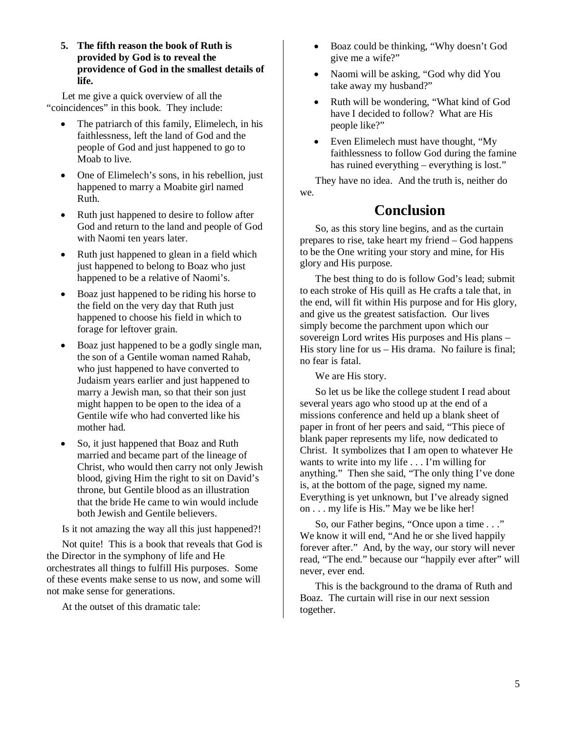**5. The fifth reason the book of Ruth is provided by God is to reveal the providence of God in the smallest details of life.**

Let me give a quick overview of all the "coincidences" in this book. They include:

- The patriarch of this family, Elimelech, in his faithlessness, left the land of God and the people of God and just happened to go to Moab to live.
- One of Elimelech's sons, in his rebellion, just happened to marry a Moabite girl named Ruth.
- Ruth just happened to desire to follow after God and return to the land and people of God with Naomi ten years later.
- Ruth just happened to glean in a field which just happened to belong to Boaz who just happened to be a relative of Naomi's.
- Boaz just happened to be riding his horse to the field on the very day that Ruth just happened to choose his field in which to forage for leftover grain.
- Boaz just happened to be a godly single man, the son of a Gentile woman named Rahab, who just happened to have converted to Judaism years earlier and just happened to marry a Jewish man, so that their son just might happen to be open to the idea of a Gentile wife who had converted like his mother had.
- So, it just happened that Boaz and Ruth married and became part of the lineage of Christ, who would then carry not only Jewish blood, giving Him the right to sit on David's throne, but Gentile blood as an illustration that the bride He came to win would include both Jewish and Gentile believers.

Is it not amazing the way all this just happened?!

Not quite! This is a book that reveals that God is the Director in the symphony of life and He orchestrates all things to fulfill His purposes. Some of these events make sense to us now, and some will not make sense for generations.

At the outset of this dramatic tale:

- Boaz could be thinking, "Why doesn't God give me a wife?"
- Naomi will be asking, "God why did You take away my husband?"
- Ruth will be wondering, "What kind of God have I decided to follow? What are His people like?"
- Even Elimelech must have thought, "My faithlessness to follow God during the famine has ruined everything – everything is lost."

They have no idea. And the truth is, neither do we.

## Conclusion

So, as this story line begins, and as the curtain prepares to rise, take heart my friend – God happens to be the One writing your story and mine, for His glory and His purpose.

The best thing to do is follow God's lead; submit to each stroke of His quill as He crafts a tale that, in the end, will fit within His purpose and for His glory, and give us the greatest satisfaction. Our lives simply become the parchment upon which our sovereign Lord writes His purposes and His plans – His story line for us – His drama. No failure is final; no fear is fatal.

We are His story.

So let us be like the college student I read about several years ago who stood up at the end of a missions conference and held up a blank sheet of paper in front of her peers and said, "This piece of blank paper represents my life, now dedicated to Christ. It symbolizes that I am open to whatever He wants to write into my life . . . I'm willing for anything." Then she said, "The only thing I've done is, at the bottom of the page, signed my name. Everything is yet unknown, but I've already signed on . . . my life is His." May we be like her!

So, our Father begins, "Once upon a time . . ." We know it will end, "And he or she lived happily forever after." And, by the way, our story will never read, "The end." because our "happily ever after" will never, ever end.

This is the background to the drama of Ruth and Boaz. The curtain will rise in our next session together.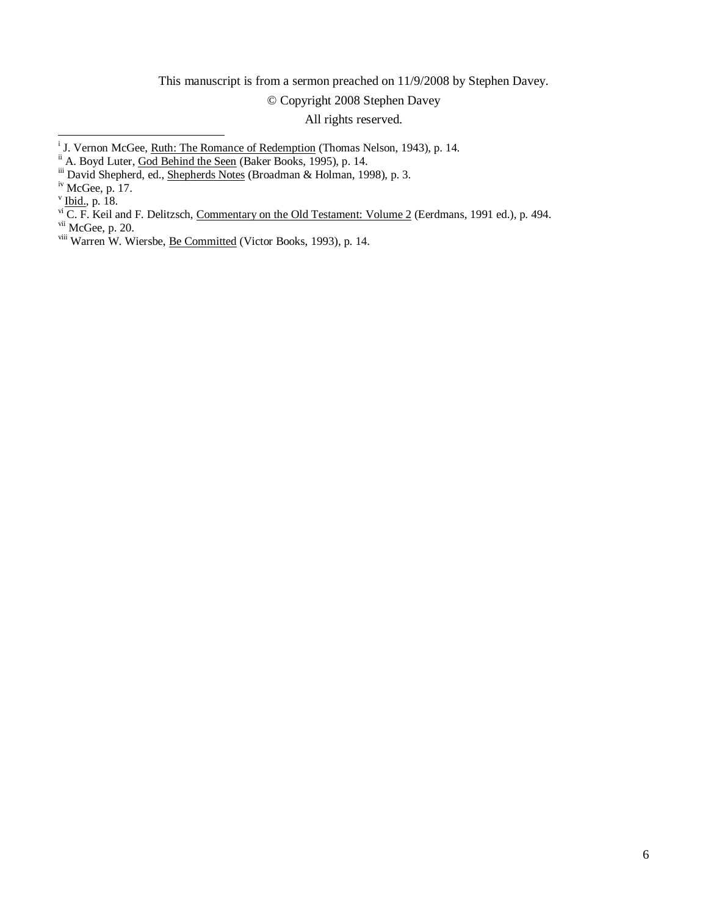This manuscript is from a sermon preached on 11/9/2008 by Stephen Davey.

© Copyright 2008 Stephen Davey

All rights reserved.

---

[i] J. Vernon McGee, Ruth: The Romance of Redemption (Thomas Nelson, 1943), p. 14.

[ii] A. Boyd Luter, God Behind the Seen (Baker Books, 1995), p. 14.

[iii] David Shepherd, ed., Shepherds Notes (Broadman & Holman, 1998), p. 3.

[iv] McGee, p. 17.

[v] Ibid., p. 18.

[vi] C. F. Keil and F. Delitzsch, Commentary on the Old Testament: Volume 2 (Eerdmans, 1991 ed.), p. 494.

[vii] McGee, p. 20.

[viii] Warren W. Wiersbe, Be Committed (Victor Books, 1993), p. 14.